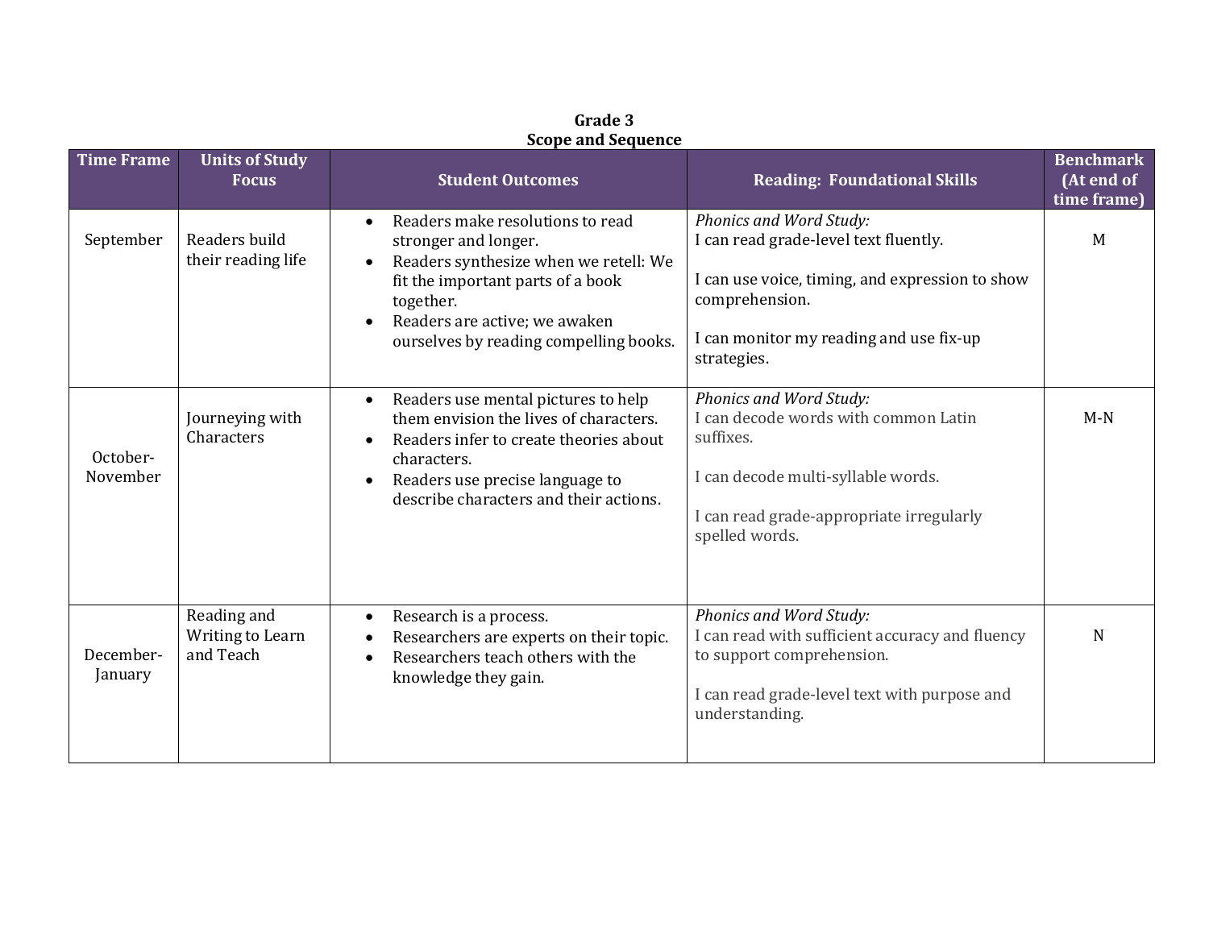**Grade 3**
**Scope and Sequence**

| Time Frame | Units of Study Focus | Student Outcomes | Reading: Foundational Skills | Benchmark (At end of time frame) |
|---|---|---|---|---|
| September | Readers build their reading life | • Readers make resolutions to read stronger and longer.<br>• Readers synthesize when we retell: We fit the important parts of a book together.<br>• Readers are active; we awaken ourselves by reading compelling books. | *Phonics and Word Study:*<br>I can read grade-level text fluently.<br><br>I can use voice, timing, and expression to show comprehension.<br><br>I can monitor my reading and use fix-up strategies. | M |
| October-November | Journeying with Characters | • Readers use mental pictures to help them envision the lives of characters.<br>• Readers infer to create theories about characters.<br>• Readers use precise language to describe characters and their actions. | *Phonics and Word Study:*<br>I can decode words with common Latin suffixes.<br><br>I can decode multi-syllable words.<br><br>I can read grade-appropriate irregularly spelled words. | M-N |
| December-January | Reading and Writing to Learn and Teach | • Research is a process.<br>• Researchers are experts on their topic.<br>• Researchers teach others with the knowledge they gain. | *Phonics and Word Study:*<br>I can read with sufficient accuracy and fluency to support comprehension.<br><br>I can read grade-level text with purpose and understanding. | N |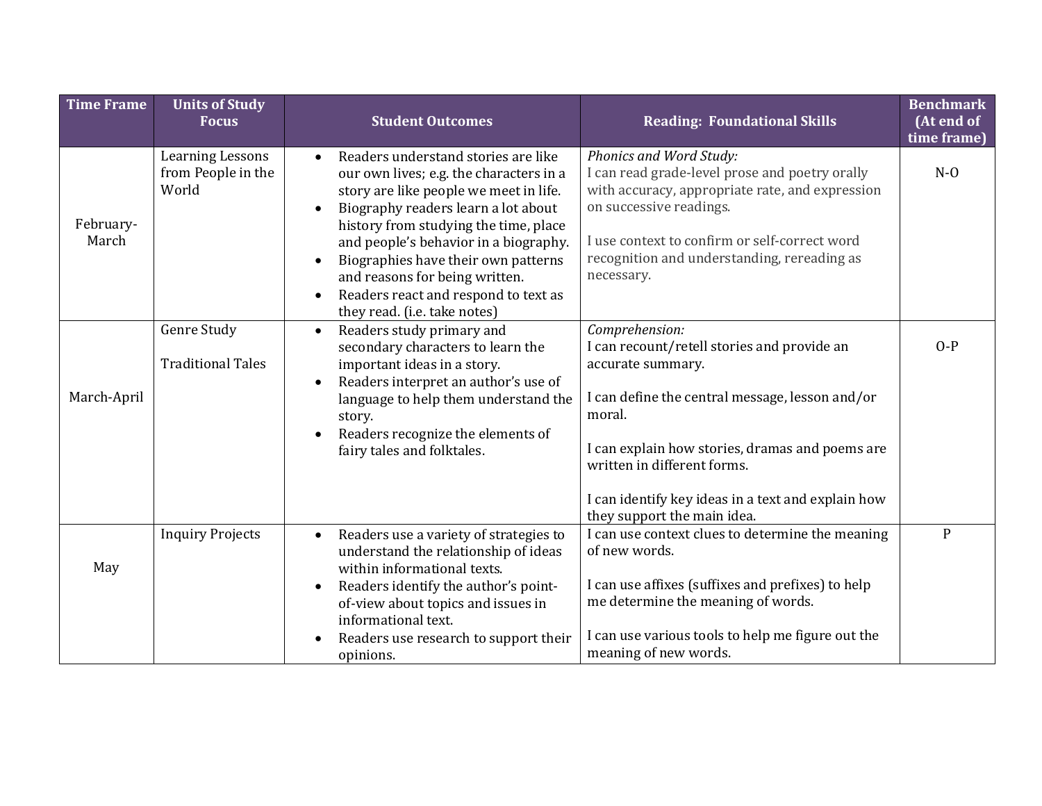| Time Frame | Units of Study Focus | Student Outcomes | Reading: Foundational Skills | Benchmark (At end of time frame) |
|---|---|---|---|---|
| February-March | Learning Lessons from People in the World | • Readers understand stories are like our own lives; e.g. the characters in a story are like people we meet in life.<br>• Biography readers learn a lot about history from studying the time, place and people's behavior in a biography.<br>• Biographies have their own patterns and reasons for being written.<br>• Readers react and respond to text as they read. (i.e. take notes) | *Phonics and Word Study:*<br>I can read grade-level prose and poetry orally with accuracy, appropriate rate, and expression on successive readings.<br><br>I use context to confirm or self-correct word recognition and understanding, rereading as necessary. | N-O |
| March-April | Genre Study<br><br>Traditional Tales | • Readers study primary and secondary characters to learn the important ideas in a story.<br>• Readers interpret an author's use of language to help them understand the story.<br>• Readers recognize the elements of fairy tales and folktales. | *Comprehension:*<br>I can recount/retell stories and provide an accurate summary.<br><br>I can define the central message, lesson and/or moral.<br><br>I can explain how stories, dramas and poems are written in different forms.<br><br>I can identify key ideas in a text and explain how they support the main idea. | O-P |
| May | Inquiry Projects | • Readers use a variety of strategies to understand the relationship of ideas within informational texts.<br>• Readers identify the author's point-of-view about topics and issues in informational text.<br>• Readers use research to support their opinions. | I can use context clues to determine the meaning of new words.<br><br>I can use affixes (suffixes and prefixes) to help me determine the meaning of words.<br><br>I can use various tools to help me figure out the meaning of new words. | P |